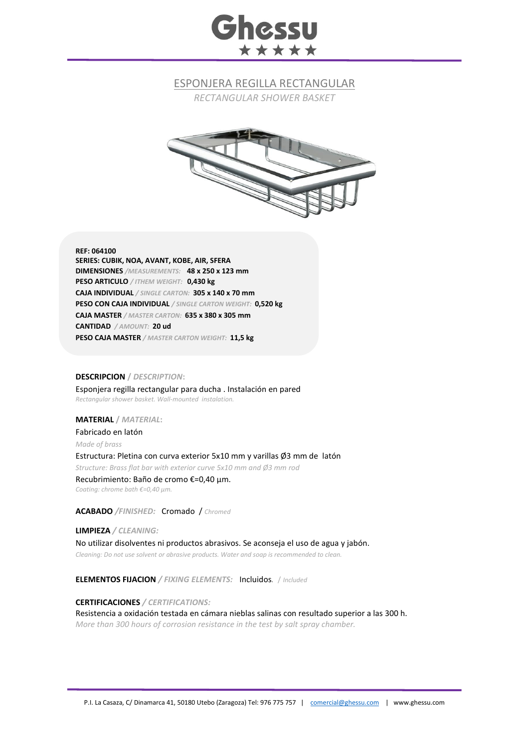# Ghessu

★★★★★

## ESPONJERA REGILLA RECTANGULAR

*RECTANGULAR SHOWER BASKET*

**REF: 064100**
**SERIES: CUBIK, NOA, AVANT, KOBE, AIR, SFERA**
**DIMENSIONES** */MEASUREMENTS:* **48 x 250 x 123 mm**
**PESO ARTICULO** */ ITHEM WEIGHT:* **0,430 kg**
**CAJA INDIVIDUAL** */ SINGLE CARTON:* **305 x 140 x 70 mm**
**PESO CON CAJA INDIVIDUAL** */ SINGLE CARTON WEIGHT:* **0,520 kg**
**CAJA MASTER** */ MASTER CARTON:* **635 x 380 x 305 mm**
**CANTIDAD** */ AMOUNT:* **20 ud**
**PESO CAJA MASTER** */ MASTER CARTON WEIGHT:* **11,5 kg**

**DESCRIPCION** / *DESCRIPTION*:

Esponjera regilla rectangular para ducha . Instalación en pared

*Rectangular shower basket. Wall-mounted instalation.*

**MATERIAL** / *MATERIAL*:

Fabricado en latón

*Made of brass*

Estructura: Pletina con curva exterior 5x10 mm y varillas Ø3 mm de latón

*Structure: Brass flat bar with exterior curve 5x10 mm and Ø3 mm rod*

Recubrimiento: Baño de cromo €=0,40 µm.

*Coating: chrome bath €=0,40 µm.*

**ACABADO** */FINISHED:* Cromado / *Chromed*

**LIMPIEZA** */ CLEANING:*

No utilizar disolventes ni productos abrasivos. Se aconseja el uso de agua y jabón.

*Cleaning: Do not use solvent or abrasive products. Water and soap is recommended to clean.*

**ELEMENTOS FIJACION** */ FIXING ELEMENTS:* Incluidos. / *Included*

**CERTIFICACIONES** */ CERTIFICATIONS:*

Resistencia a oxidación testada en cámara nieblas salinas con resultado superior a las 300 h.

*More than 300 hours of corrosion resistance in the test by salt spray chamber.*

P.I. La Casaza, C/ Dinamarca 41, 50180 Utebo (Zaragoza) Tel: 976 775 757 | comercial@ghessu.com | www.ghessu.com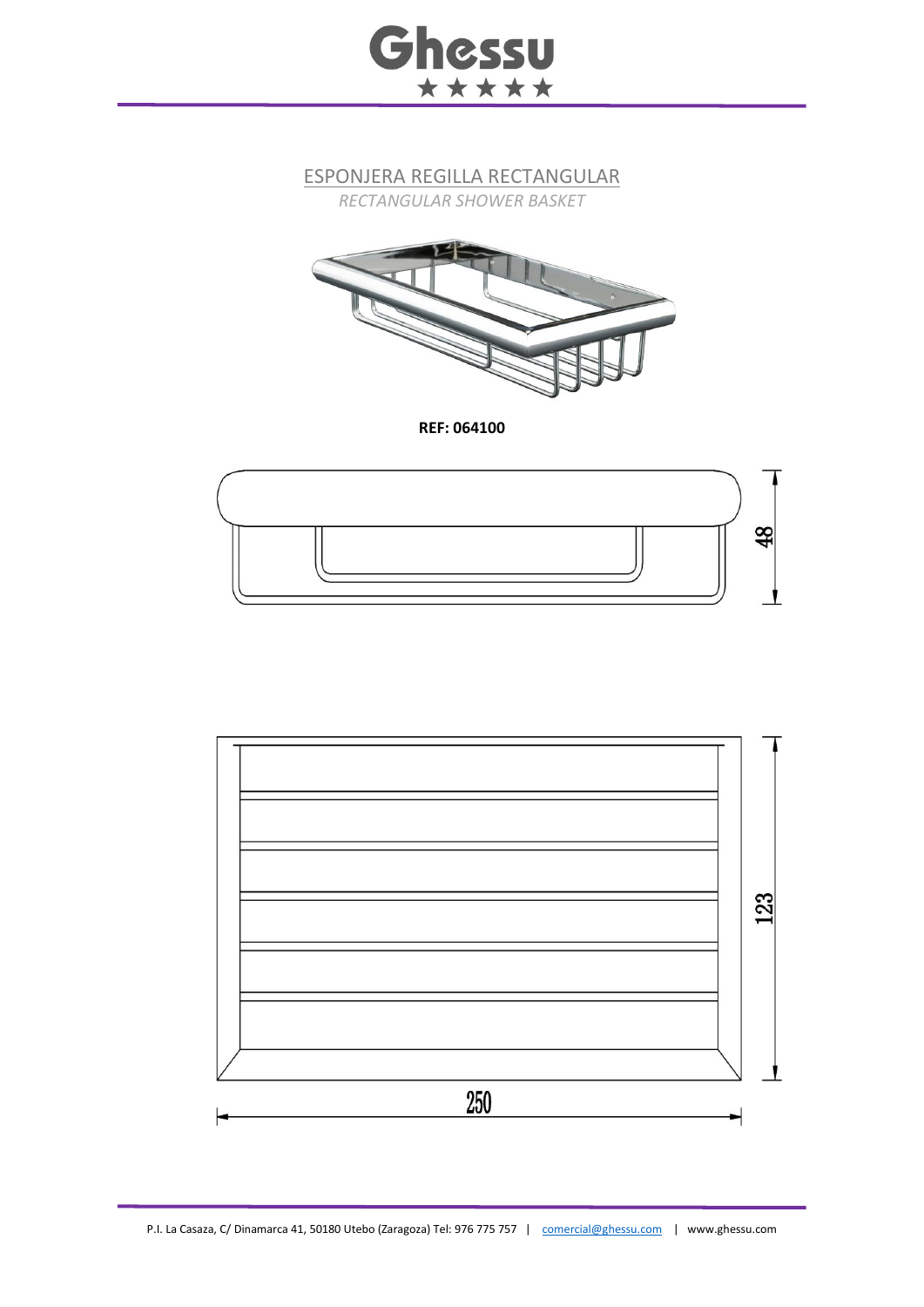## ESPONJERA REGILLA RECTANGULAR

*RECTANGULAR SHOWER BASKET*

**REF: 064100**

48

123

250

P.I. La Casaza, C/ Dinamarca 41, 50180 Utebo (Zaragoza) Tel: 976 775 757 | comercial@ghessu.com | www.ghessu.com